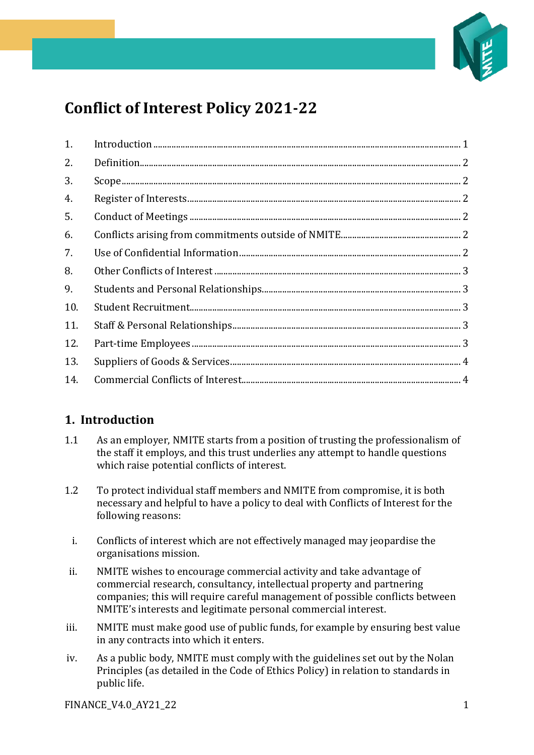# Conflict of Interest Policy 2021-22

1. Introduction ....... 1
2. Definition ....... 2
3. Scope ....... 2
4. Register of Interests ....... 2
5. Conduct of Meetings ....... 2
6. Conflicts arising from commitments outside of NMITE ....... 2
7. Use of Confidential Information ....... 2
8. Other Conflicts of Interest ....... 3
9. Students and Personal Relationships ....... 3
10. Student Recruitment ....... 3
11. Staff & Personal Relationships ....... 3
12. Part-time Employees ....... 3
13. Suppliers of Goods & Services ....... 4
14. Commercial Conflicts of Interest ....... 4

## 1. Introduction

1.1 As an employer, NMITE starts from a position of trusting the professionalism of the staff it employs, and this trust underlies any attempt to handle questions which raise potential conflicts of interest.

1.2 To protect individual staff members and NMITE from compromise, it is both necessary and helpful to have a policy to deal with Conflicts of Interest for the following reasons:

i. Conflicts of interest which are not effectively managed may jeopardise the organisations mission.

ii. NMITE wishes to encourage commercial activity and take advantage of commercial research, consultancy, intellectual property and partnering companies; this will require careful management of possible conflicts between NMITE's interests and legitimate personal commercial interest.

iii. NMITE must make good use of public funds, for example by ensuring best value in any contracts into which it enters.

iv. As a public body, NMITE must comply with the guidelines set out by the Nolan Principles (as detailed in the Code of Ethics Policy) in relation to standards in public life.

FINANCE_V4.0_AY21_22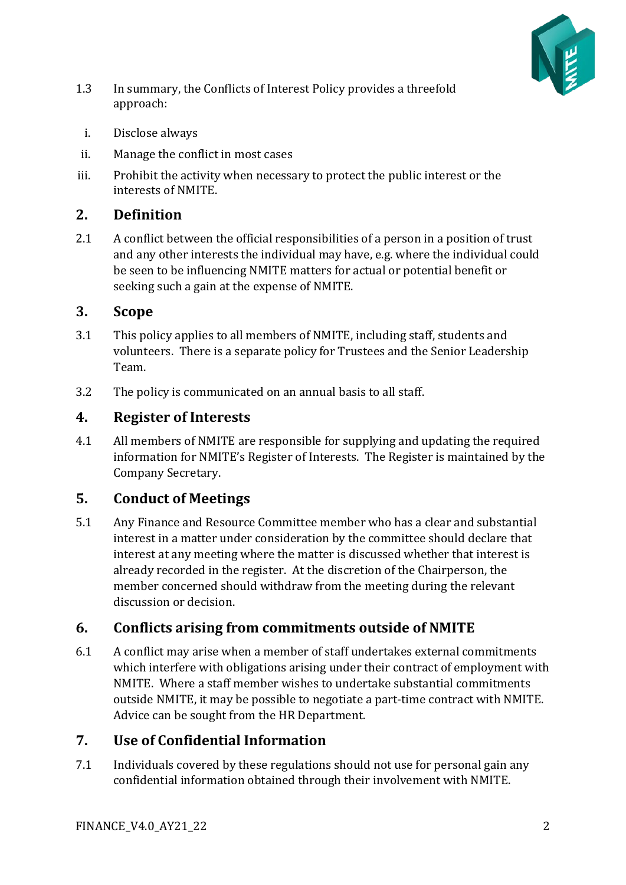1.3 In summary, the Conflicts of Interest Policy provides a threefold approach:

i. Disclose always

ii. Manage the conflict in most cases

iii. Prohibit the activity when necessary to protect the public interest or the interests of NMITE.

## 2. Definition

2.1 A conflict between the official responsibilities of a person in a position of trust and any other interests the individual may have, e.g. where the individual could be seen to be influencing NMITE matters for actual or potential benefit or seeking such a gain at the expense of NMITE.

## 3. Scope

3.1 This policy applies to all members of NMITE, including staff, students and volunteers. There is a separate policy for Trustees and the Senior Leadership Team.

3.2 The policy is communicated on an annual basis to all staff.

## 4. Register of Interests

4.1 All members of NMITE are responsible for supplying and updating the required information for NMITE's Register of Interests. The Register is maintained by the Company Secretary.

## 5. Conduct of Meetings

5.1 Any Finance and Resource Committee member who has a clear and substantial interest in a matter under consideration by the committee should declare that interest at any meeting where the matter is discussed whether that interest is already recorded in the register. At the discretion of the Chairperson, the member concerned should withdraw from the meeting during the relevant discussion or decision.

## 6. Conflicts arising from commitments outside of NMITE

6.1 A conflict may arise when a member of staff undertakes external commitments which interfere with obligations arising under their contract of employment with NMITE. Where a staff member wishes to undertake substantial commitments outside NMITE, it may be possible to negotiate a part-time contract with NMITE. Advice can be sought from the HR Department.

## 7. Use of Confidential Information

7.1 Individuals covered by these regulations should not use for personal gain any confidential information obtained through their involvement with NMITE.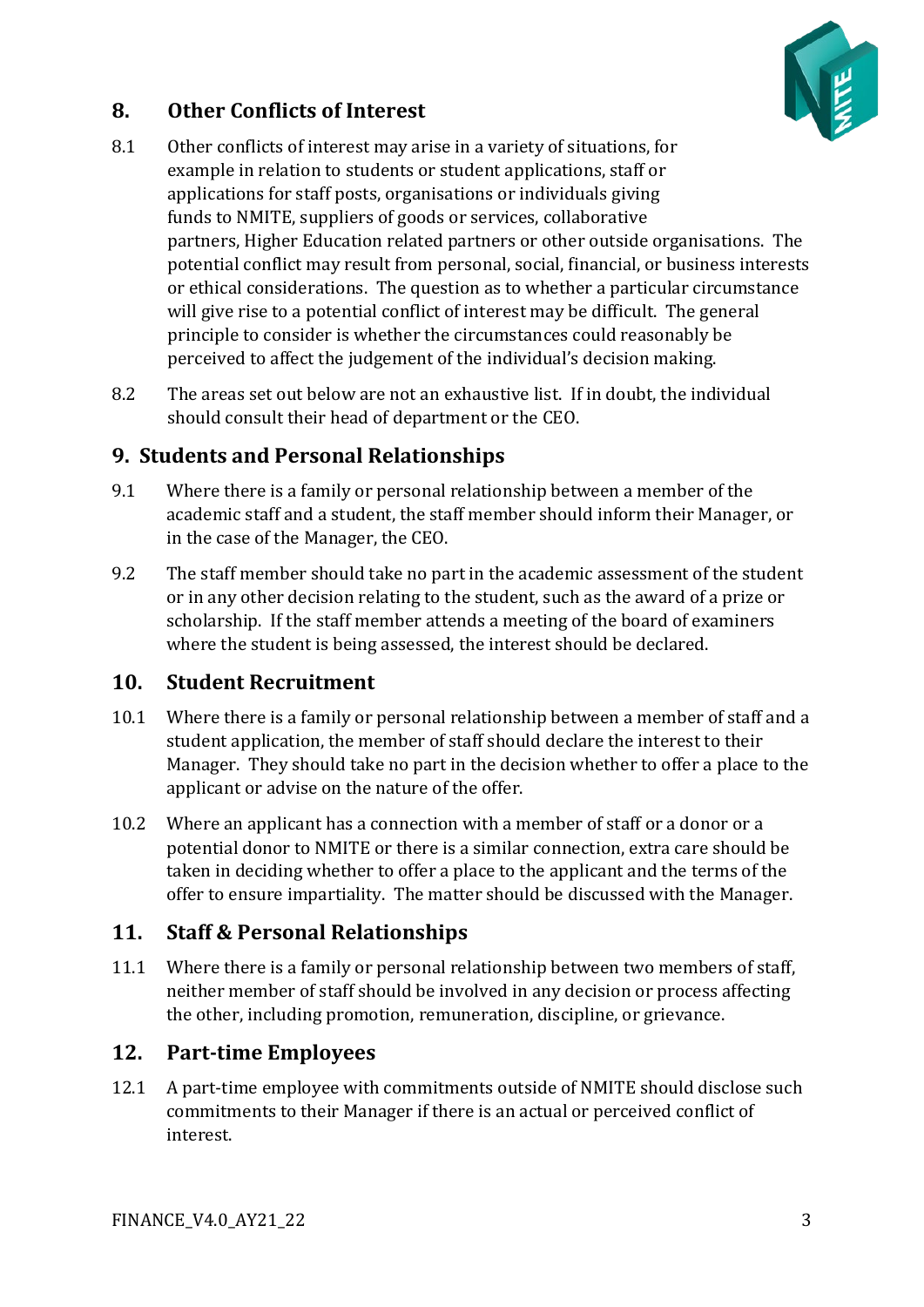## 8. Other Conflicts of Interest

8.1 Other conflicts of interest may arise in a variety of situations, for example in relation to students or student applications, staff or applications for staff posts, organisations or individuals giving funds to NMITE, suppliers of goods or services, collaborative partners, Higher Education related partners or other outside organisations. The potential conflict may result from personal, social, financial, or business interests or ethical considerations. The question as to whether a particular circumstance will give rise to a potential conflict of interest may be difficult. The general principle to consider is whether the circumstances could reasonably be perceived to affect the judgement of the individual's decision making.

8.2 The areas set out below are not an exhaustive list. If in doubt, the individual should consult their head of department or the CEO.

## 9. Students and Personal Relationships

9.1 Where there is a family or personal relationship between a member of the academic staff and a student, the staff member should inform their Manager, or in the case of the Manager, the CEO.

9.2 The staff member should take no part in the academic assessment of the student or in any other decision relating to the student, such as the award of a prize or scholarship. If the staff member attends a meeting of the board of examiners where the student is being assessed, the interest should be declared.

## 10. Student Recruitment

10.1 Where there is a family or personal relationship between a member of staff and a student application, the member of staff should declare the interest to their Manager. They should take no part in the decision whether to offer a place to the applicant or advise on the nature of the offer.

10.2 Where an applicant has a connection with a member of staff or a donor or a potential donor to NMITE or there is a similar connection, extra care should be taken in deciding whether to offer a place to the applicant and the terms of the offer to ensure impartiality. The matter should be discussed with the Manager.

## 11. Staff & Personal Relationships

11.1 Where there is a family or personal relationship between two members of staff, neither member of staff should be involved in any decision or process affecting the other, including promotion, remuneration, discipline, or grievance.

## 12. Part-time Employees

12.1 A part-time employee with commitments outside of NMITE should disclose such commitments to their Manager if there is an actual or perceived conflict of interest.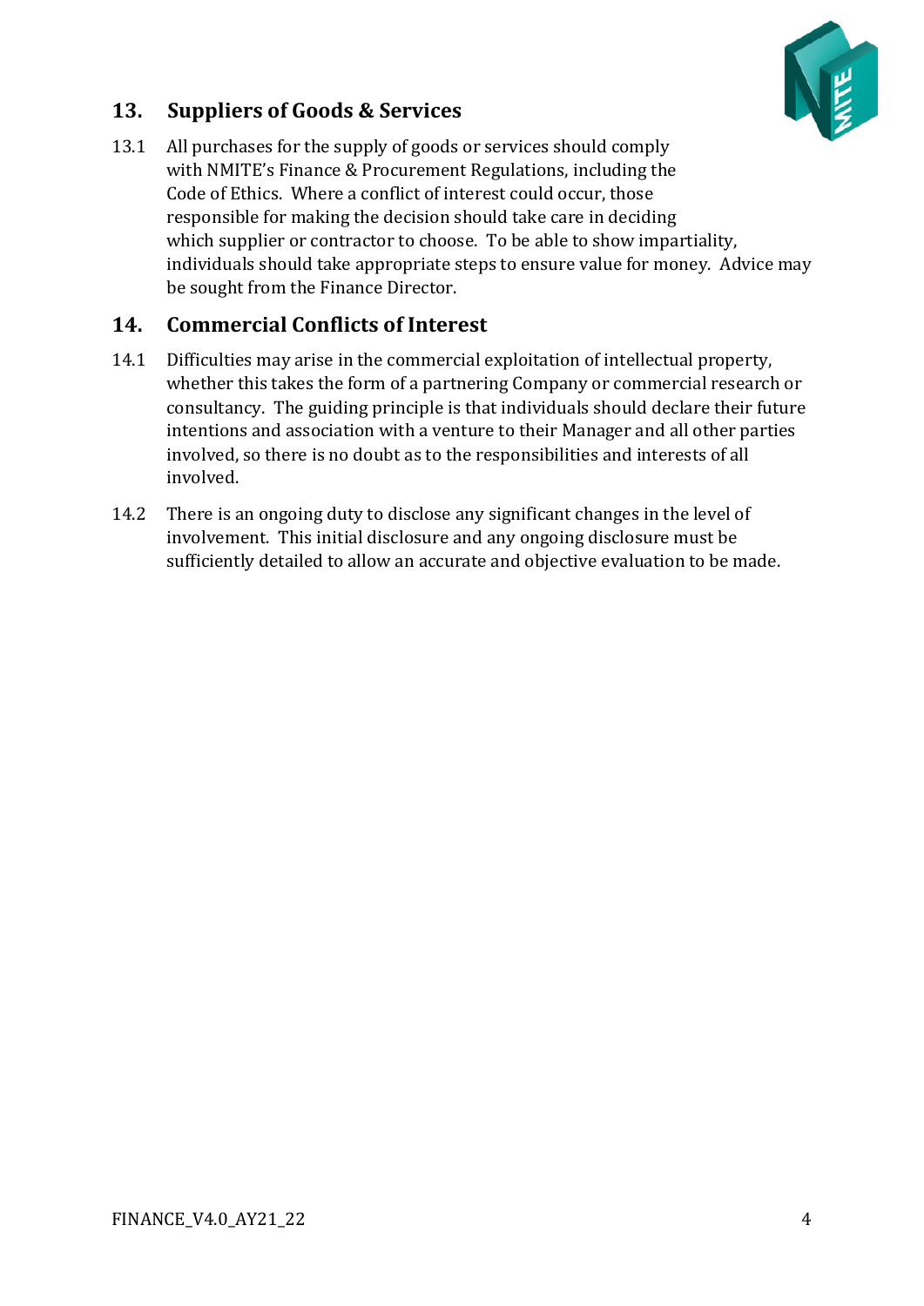## 13. Suppliers of Goods & Services

13.1 All purchases for the supply of goods or services should comply with NMITE's Finance & Procurement Regulations, including the Code of Ethics. Where a conflict of interest could occur, those responsible for making the decision should take care in deciding which supplier or contractor to choose. To be able to show impartiality, individuals should take appropriate steps to ensure value for money. Advice may be sought from the Finance Director.

## 14. Commercial Conflicts of Interest

14.1 Difficulties may arise in the commercial exploitation of intellectual property, whether this takes the form of a partnering Company or commercial research or consultancy. The guiding principle is that individuals should declare their future intentions and association with a venture to their Manager and all other parties involved, so there is no doubt as to the responsibilities and interests of all involved.

14.2 There is an ongoing duty to disclose any significant changes in the level of involvement. This initial disclosure and any ongoing disclosure must be sufficiently detailed to allow an accurate and objective evaluation to be made.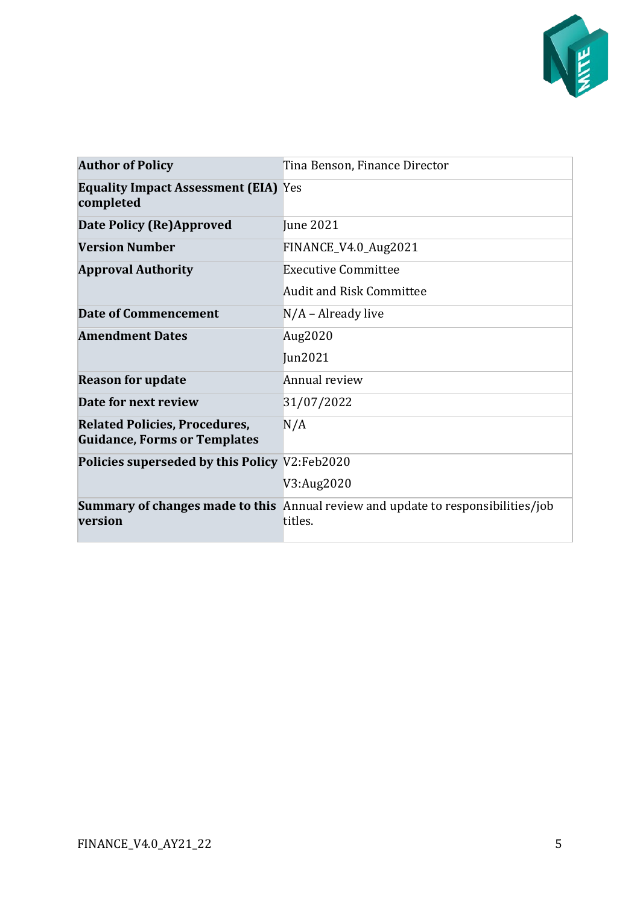| | |
|---|---|
| **Author of Policy** | Tina Benson, Finance Director |
| **Equality Impact Assessment (EIA) completed** | Yes |
| **Date Policy (Re)Approved** | June 2021 |
| **Version Number** | FINANCE_V4.0_Aug2021 |
| **Approval Authority** | Executive Committee<br>Audit and Risk Committee |
| **Date of Commencement** | N/A – Already live |
| **Amendment Dates** | Aug2020<br>Jun2021 |
| **Reason for update** | Annual review |
| **Date for next review** | 31/07/2022 |
| **Related Policies, Procedures, Guidance, Forms or Templates** | N/A |
| **Policies superseded by this Policy** | V2:Feb2020<br>V3:Aug2020 |
| **Summary of changes made to this version** | Annual review and update to responsibilities/job titles. |